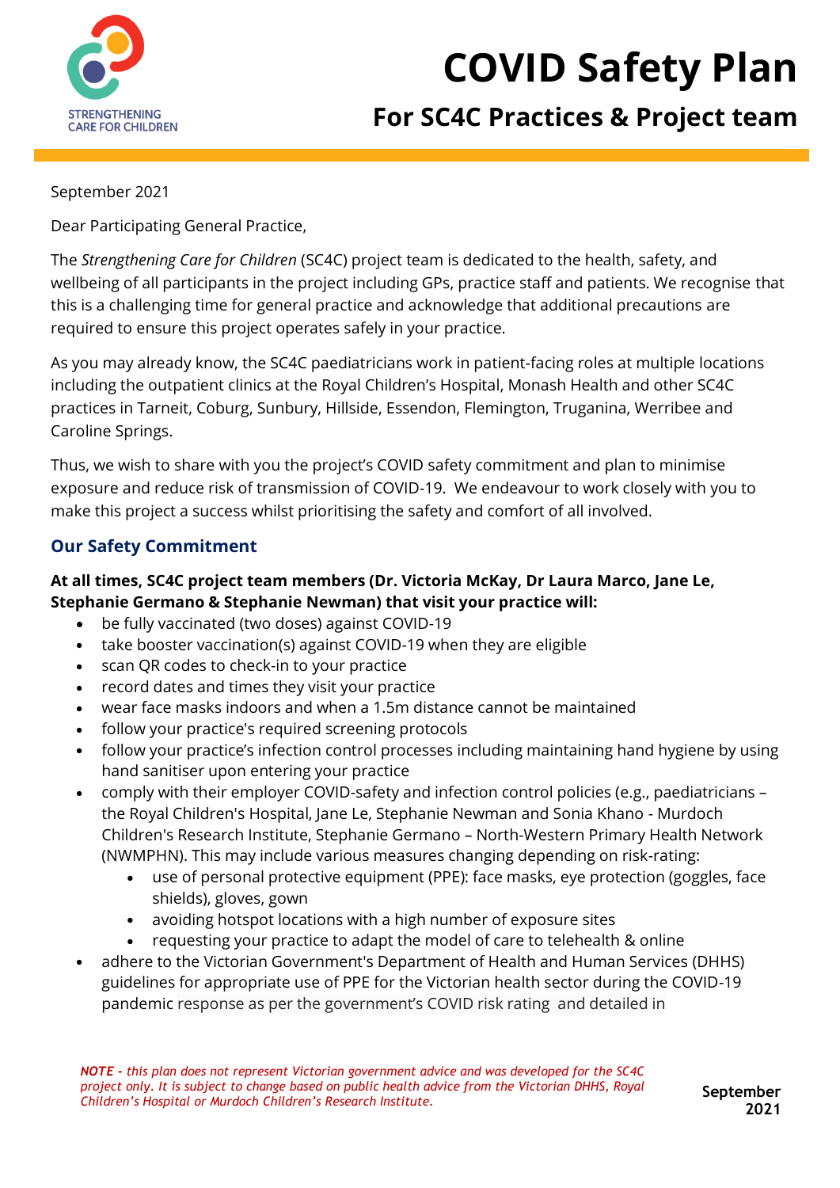STRENGTHENING CARE FOR CHILDREN

# COVID Safety Plan

## For SC4C Practices & Project team

September 2021

Dear Participating General Practice,

The *Strengthening Care for Children* (SC4C) project team is dedicated to the health, safety, and wellbeing of all participants in the project including GPs, practice staff and patients. We recognise that this is a challenging time for general practice and acknowledge that additional precautions are required to ensure this project operates safely in your practice.

As you may already know, the SC4C paediatricians work in patient-facing roles at multiple locations including the outpatient clinics at the Royal Children's Hospital, Monash Health and other SC4C practices in Tarneit, Coburg, Sunbury, Hillside, Essendon, Flemington, Truganina, Werribee and Caroline Springs.

Thus, we wish to share with you the project's COVID safety commitment and plan to minimise exposure and reduce risk of transmission of COVID-19. We endeavour to work closely with you to make this project a success whilst prioritising the safety and comfort of all involved.

### Our Safety Commitment

**At all times, SC4C project team members (Dr. Victoria McKay, Dr Laura Marco, Jane Le, Stephanie Germano & Stephanie Newman) that visit your practice will:**

- be fully vaccinated (two doses) against COVID-19
- take booster vaccination(s) against COVID-19 when they are eligible
- scan QR codes to check-in to your practice
- record dates and times they visit your practice
- wear face masks indoors and when a 1.5m distance cannot be maintained
- follow your practice's required screening protocols
- follow your practice's infection control processes including maintaining hand hygiene by using hand sanitiser upon entering your practice
- comply with their employer COVID-safety and infection control policies (e.g., paediatricians – the Royal Children's Hospital, Jane Le, Stephanie Newman and Sonia Khano - Murdoch Children's Research Institute, Stephanie Germano – North-Western Primary Health Network (NWMPHN). This may include various measures changing depending on risk-rating:
    - use of personal protective equipment (PPE): face masks, eye protection (goggles, face shields), gloves, gown
    - avoiding hotspot locations with a high number of exposure sites
    - requesting your practice to adapt the model of care to telehealth & online
- adhere to the Victorian Government's Department of Health and Human Services (DHHS) guidelines for appropriate use of PPE for the Victorian health sector during the COVID-19 pandemic response as per the government's COVID risk rating and detailed in

*NOTE - this plan does not represent Victorian government advice and was developed for the SC4C project only. It is subject to change based on public health advice from the Victorian DHHS, Royal Children's Hospital or Murdoch Children's Research Institute.*

**September 2021**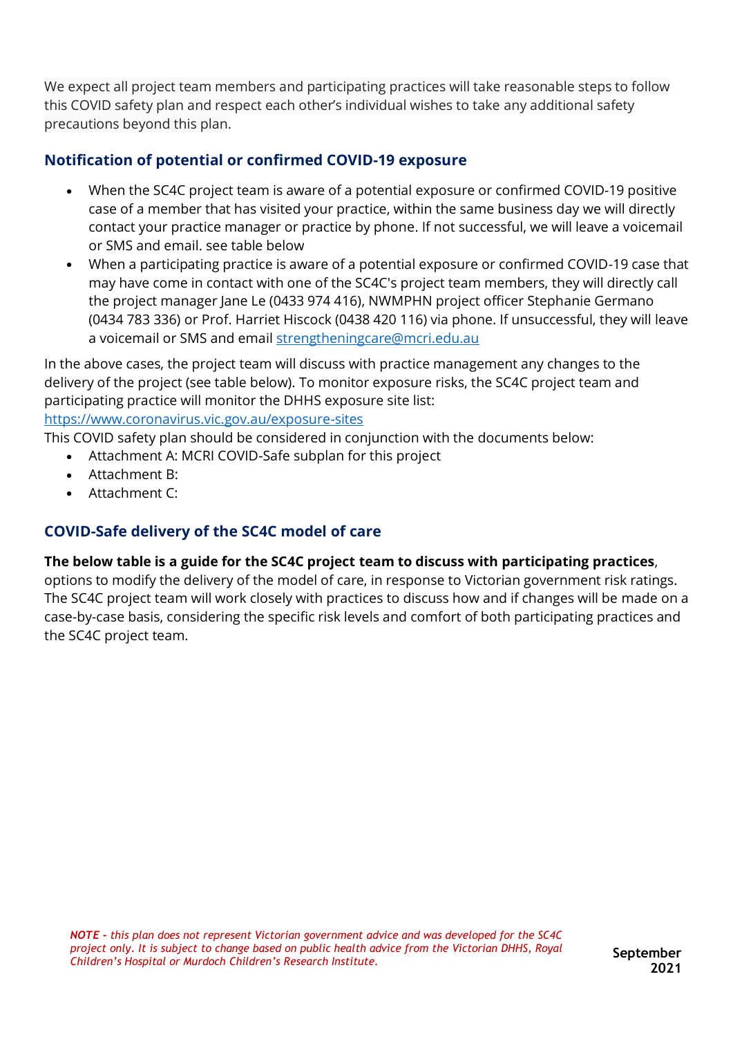We expect all project team members and participating practices will take reasonable steps to follow this COVID safety plan and respect each other's individual wishes to take any additional safety precautions beyond this plan.

### Notification of potential or confirmed COVID-19 exposure

- When the SC4C project team is aware of a potential exposure or confirmed COVID-19 positive case of a member that has visited your practice, within the same business day we will directly contact your practice manager or practice by phone. If not successful, we will leave a voicemail or SMS and email. see table below
- When a participating practice is aware of a potential exposure or confirmed COVID-19 case that may have come in contact with one of the SC4C's project team members, they will directly call the project manager Jane Le (0433 974 416), NWMPHN project officer Stephanie Germano (0434 783 336) or Prof. Harriet Hiscock (0438 420 116) via phone. If unsuccessful, they will leave a voicemail or SMS and email [strengtheningcare@mcri.edu.au](mailto:strengtheningcare@mcri.edu.au)

In the above cases, the project team will discuss with practice management any changes to the delivery of the project (see table below). To monitor exposure risks, the SC4C project team and participating practice will monitor the DHHS exposure site list: [https://www.coronavirus.vic.gov.au/exposure-sites](https://www.coronavirus.vic.gov.au/exposure-sites)

This COVID safety plan should be considered in conjunction with the documents below:

- Attachment A: MCRI COVID-Safe subplan for this project
- Attachment B:
- Attachment C:

### COVID-Safe delivery of the SC4C model of care

**The below table is a guide for the SC4C project team to discuss with participating practices**, options to modify the delivery of the model of care, in response to Victorian government risk ratings. The SC4C project team will work closely with practices to discuss how and if changes will be made on a case-by-case basis, considering the specific risk levels and comfort of both participating practices and the SC4C project team.

***NOTE -** this plan does not represent Victorian government advice and was developed for the SC4C project only. It is subject to change based on public health advice from the Victorian DHHS, Royal Children's Hospital or Murdoch Children's Research Institute.*

**September 2021**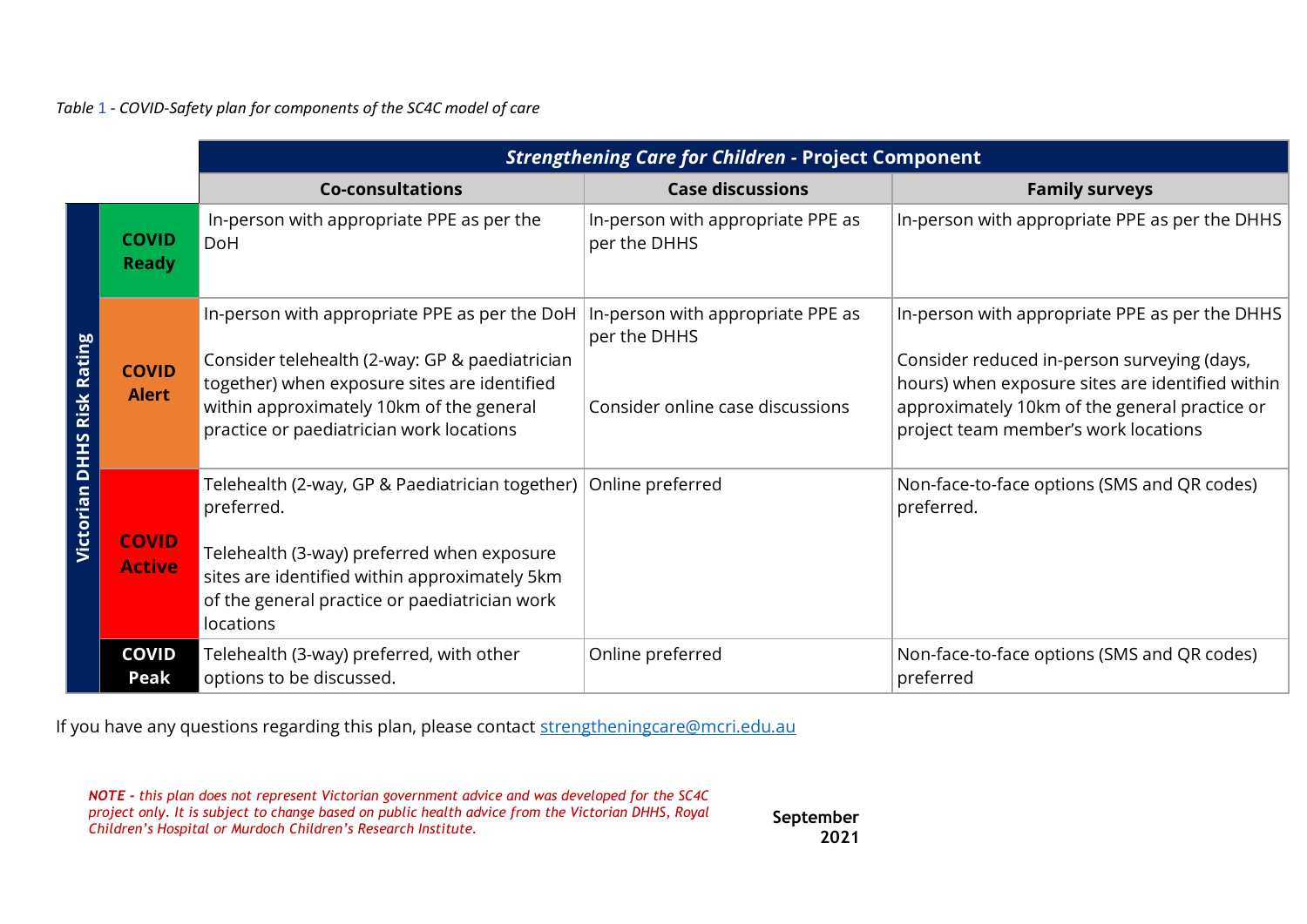*Table 1 - COVID-Safety plan for components of the SC4C model of care*

| Victorian DHHS Risk Rating | | ***Strengthening Care for Children* - Project Component** | | |
|---|---|---|---|---|
| | | **Co-consultations** | **Case discussions** | **Family surveys** |
| | **COVID Ready** | In-person with appropriate PPE as per the DoH | In-person with appropriate PPE as per the DHHS | In-person with appropriate PPE as per the DHHS |
| | **COVID Alert** | In-person with appropriate PPE as per the DoH<br><br>Consider telehealth (2-way: GP & paediatrician together) when exposure sites are identified within approximately 10km of the general practice or paediatrician work locations | In-person with appropriate PPE as per the DHHS<br><br>Consider online case discussions | In-person with appropriate PPE as per the DHHS<br><br>Consider reduced in-person surveying (days, hours) when exposure sites are identified within approximately 10km of the general practice or project team member's work locations |
| | **COVID Active** | Telehealth (2-way, GP & Paediatrician together) preferred.<br><br>Telehealth (3-way) preferred when exposure sites are identified within approximately 5km of the general practice or paediatrician work locations | Online preferred | Non-face-to-face options (SMS and QR codes) preferred. |
| | **COVID Peak** | Telehealth (3-way) preferred, with other options to be discussed. | Online preferred | Non-face-to-face options (SMS and QR codes) preferred |

If you have any questions regarding this plan, please contact strengtheningcare@mcri.edu.au

***NOTE** - this plan does not represent Victorian government advice and was developed for the SC4C project only. It is subject to change based on public health advice from the Victorian DHHS, Royal Children's Hospital or Murdoch Children's Research Institute.*

**September 2021**